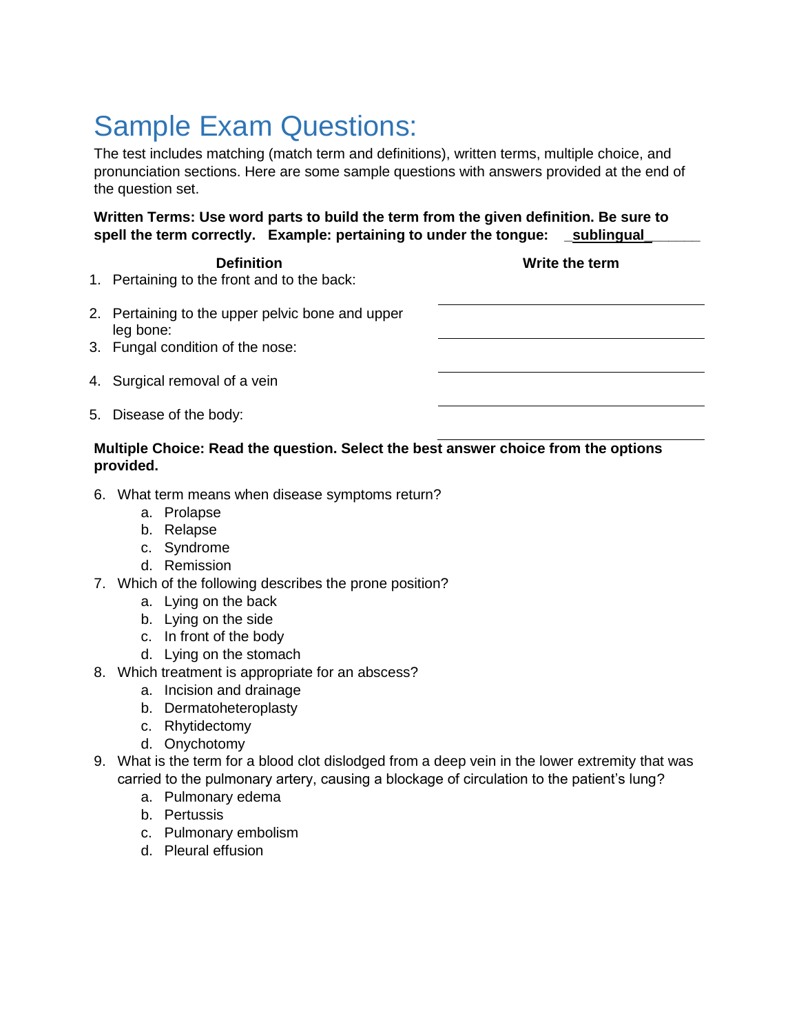# Sample Exam Questions:

The test includes matching (match term and definitions), written terms, multiple choice, and pronunciation sections. Here are some sample questions with answers provided at the end of the question set.

**Written Terms: Use word parts to build the term from the given definition. Be sure to spell the term correctly. Example: pertaining to under the tongue: _sublingual_______**

| Definition | Write the term |
|---|---|
| 1. Pertaining to the front and to the back: | |
| 2. Pertaining to the upper pelvic bone and upper leg bone: | |
| 3. Fungal condition of the nose: | |
| 4. Surgical removal of a vein | |
| 5. Disease of the body: | |

**Multiple Choice: Read the question. Select the best answer choice from the options provided.**

6. What term means when disease symptoms return?
   a. Prolapse
   b. Relapse
   c. Syndrome
   d. Remission
7. Which of the following describes the prone position?
   a. Lying on the back
   b. Lying on the side
   c. In front of the body
   d. Lying on the stomach
8. Which treatment is appropriate for an abscess?
   a. Incision and drainage
   b. Dermatoheteroplasty
   c. Rhytidectomy
   d. Onychotomy
9. What is the term for a blood clot dislodged from a deep vein in the lower extremity that was carried to the pulmonary artery, causing a blockage of circulation to the patient's lung?
   a. Pulmonary edema
   b. Pertussis
   c. Pulmonary embolism
   d. Pleural effusion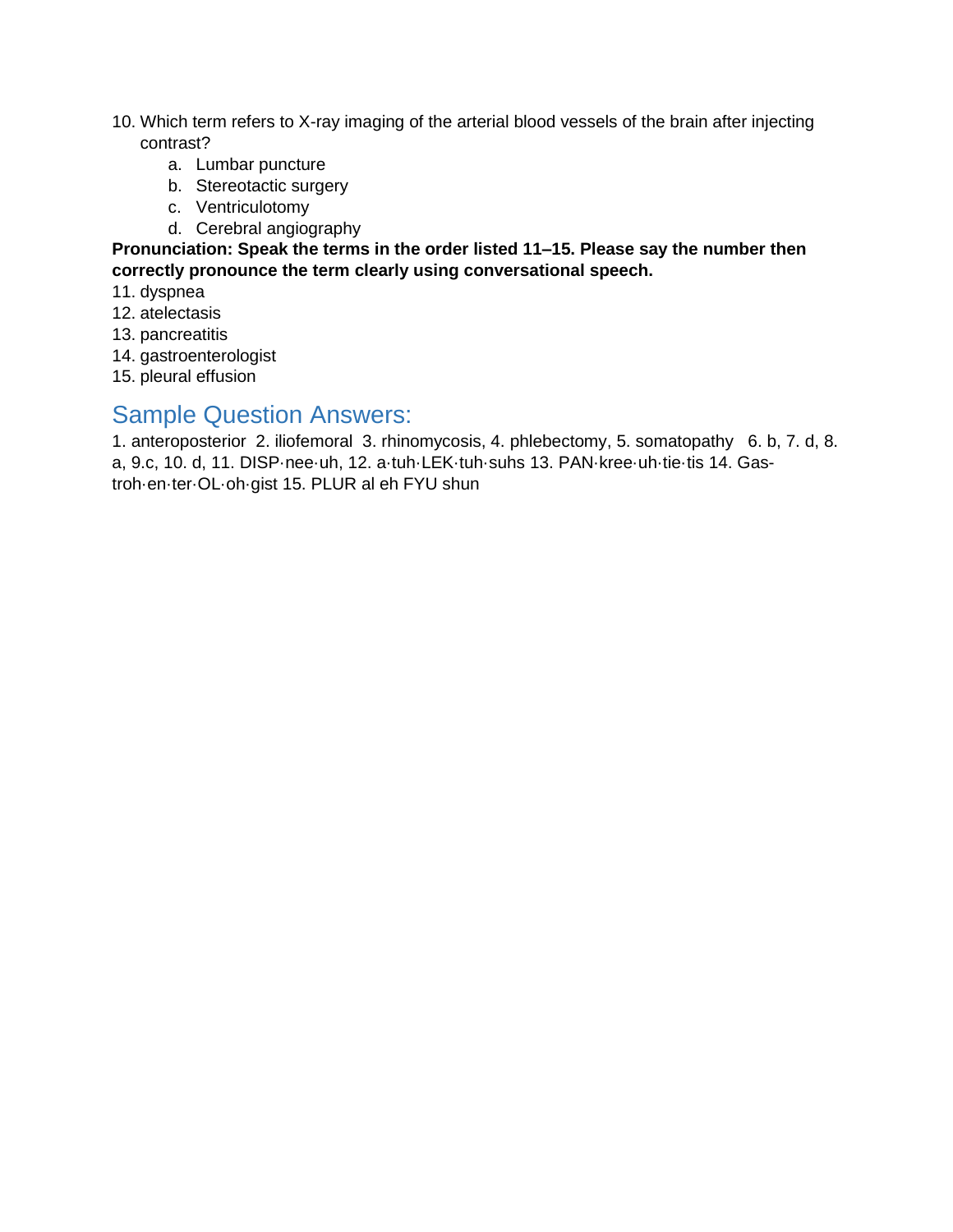10. Which term refers to X-ray imaging of the arterial blood vessels of the brain after injecting contrast?
    a. Lumbar puncture
    b. Stereotactic surgery
    c. Ventriculotomy
    d. Cerebral angiography

**Pronunciation: Speak the terms in the order listed 11–15. Please say the number then correctly pronounce the term clearly using conversational speech.**

11. dyspnea
12. atelectasis
13. pancreatitis
14. gastroenterologist
15. pleural effusion

## Sample Question Answers:

1. anteroposterior 2. iliofemoral 3. rhinomycosis, 4. phlebectomy, 5. somatopathy 6. b, 7. d, 8. a, 9.c, 10. d, 11. DISP·nee·uh, 12. a·tuh·LEK·tuh·suhs 13. PAN·kree·uh·tie·tis 14. Gas-troh·en·ter·OL·oh·gist 15. PLUR al eh FYU shun